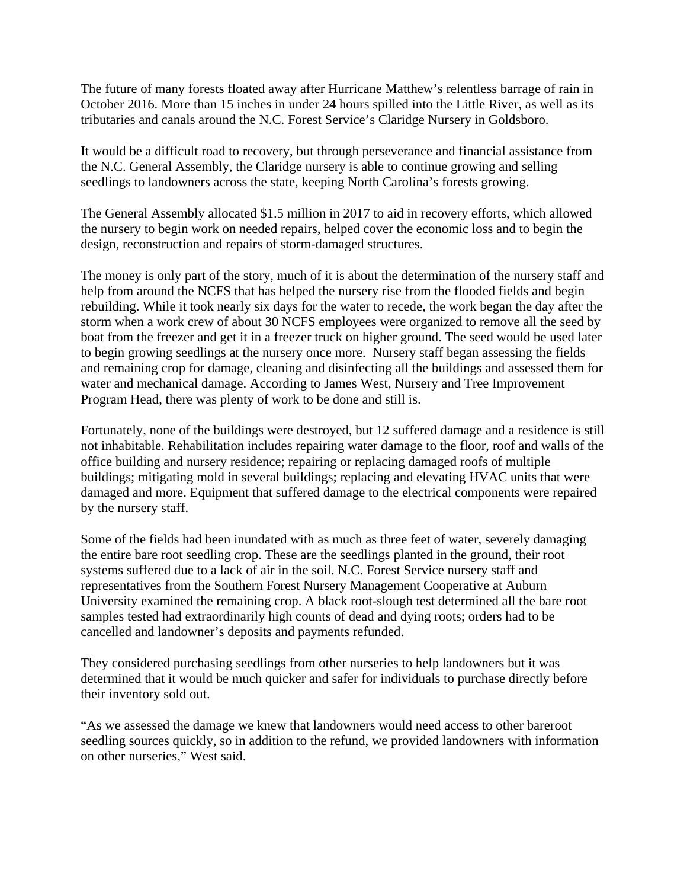The future of many forests floated away after Hurricane Matthew's relentless barrage of rain in October 2016. More than 15 inches in under 24 hours spilled into the Little River, as well as its tributaries and canals around the N.C. Forest Service's Claridge Nursery in Goldsboro.

It would be a difficult road to recovery, but through perseverance and financial assistance from the N.C. General Assembly, the Claridge nursery is able to continue growing and selling seedlings to landowners across the state, keeping North Carolina's forests growing.

The General Assembly allocated $1.5 million in 2017 to aid in recovery efforts, which allowed the nursery to begin work on needed repairs, helped cover the economic loss and to begin the design, reconstruction and repairs of storm-damaged structures.

The money is only part of the story, much of it is about the determination of the nursery staff and help from around the NCFS that has helped the nursery rise from the flooded fields and begin rebuilding. While it took nearly six days for the water to recede, the work began the day after the storm when a work crew of about 30 NCFS employees were organized to remove all the seed by boat from the freezer and get it in a freezer truck on higher ground. The seed would be used later to begin growing seedlings at the nursery once more. Nursery staff began assessing the fields and remaining crop for damage, cleaning and disinfecting all the buildings and assessed them for water and mechanical damage. According to James West, Nursery and Tree Improvement Program Head, there was plenty of work to be done and still is.

Fortunately, none of the buildings were destroyed, but 12 suffered damage and a residence is still not inhabitable. Rehabilitation includes repairing water damage to the floor, roof and walls of the office building and nursery residence; repairing or replacing damaged roofs of multiple buildings; mitigating mold in several buildings; replacing and elevating HVAC units that were damaged and more. Equipment that suffered damage to the electrical components were repaired by the nursery staff.

Some of the fields had been inundated with as much as three feet of water, severely damaging the entire bare root seedling crop. These are the seedlings planted in the ground, their root systems suffered due to a lack of air in the soil. N.C. Forest Service nursery staff and representatives from the Southern Forest Nursery Management Cooperative at Auburn University examined the remaining crop. A black root-slough test determined all the bare root samples tested had extraordinarily high counts of dead and dying roots; orders had to be cancelled and landowner's deposits and payments refunded.

They considered purchasing seedlings from other nurseries to help landowners but it was determined that it would be much quicker and safer for individuals to purchase directly before their inventory sold out.

"As we assessed the damage we knew that landowners would need access to other bareroot seedling sources quickly, so in addition to the refund, we provided landowners with information on other nurseries," West said.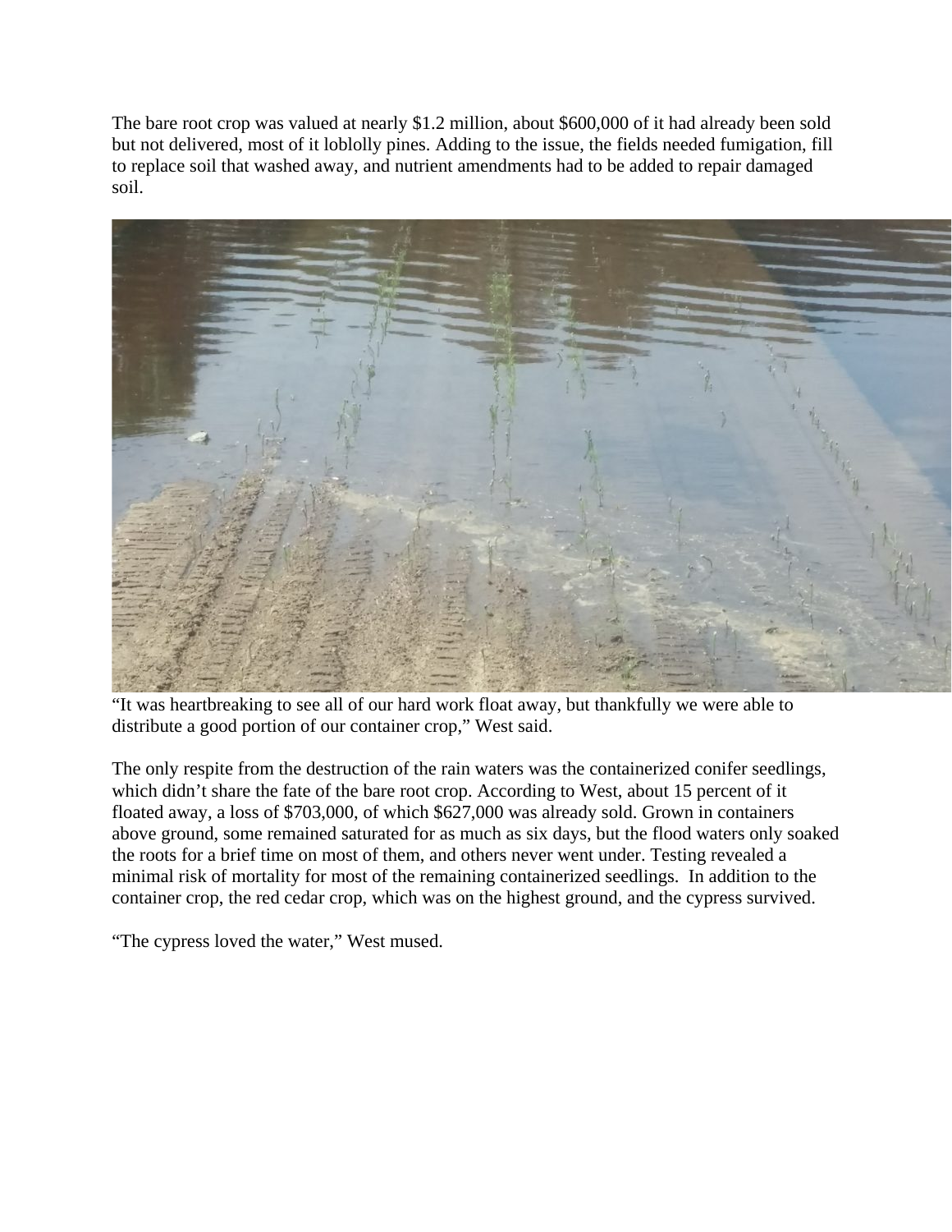The bare root crop was valued at nearly $1.2 million, about $600,000 of it had already been sold but not delivered, most of it loblolly pines. Adding to the issue, the fields needed fumigation, fill to replace soil that washed away, and nutrient amendments had to be added to repair damaged soil.

"It was heartbreaking to see all of our hard work float away, but thankfully we were able to distribute a good portion of our container crop," West said.

The only respite from the destruction of the rain waters was the containerized conifer seedlings, which didn't share the fate of the bare root crop. According to West, about 15 percent of it floated away, a loss of $703,000, of which $627,000 was already sold. Grown in containers above ground, some remained saturated for as much as six days, but the flood waters only soaked the roots for a brief time on most of them, and others never went under. Testing revealed a minimal risk of mortality for most of the remaining containerized seedlings. In addition to the container crop, the red cedar crop, which was on the highest ground, and the cypress survived.

"The cypress loved the water," West mused.